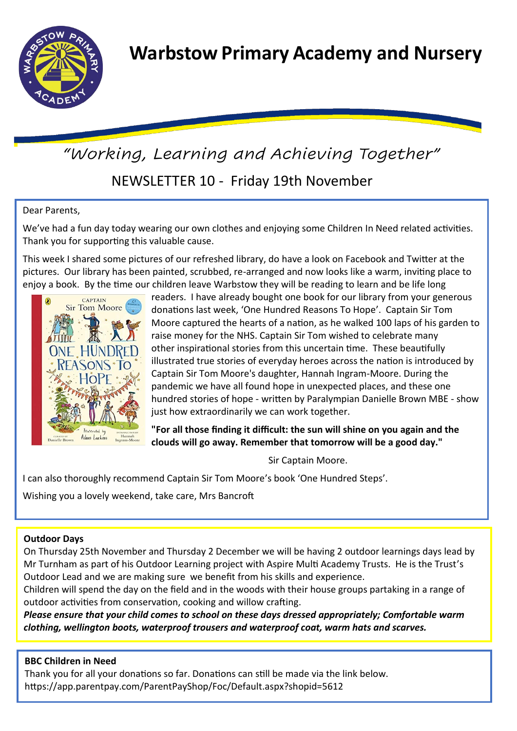# Warbstow Primary Academy and Nursery

*"Working, Learning and Achieving Together"*

## NEWSLETTER 10 - Friday 19th November

Dear Parents,

We've had a fun day today wearing our own clothes and enjoying some Children In Need related activities. Thank you for supporting this valuable cause.

This week I shared some pictures of our refreshed library, do have a look on Facebook and Twitter at the pictures. Our library has been painted, scrubbed, re-arranged and now looks like a warm, inviting place to enjoy a book. By the time our children leave Warbstow they will be reading to learn and be life long readers. I have already bought one book for our library from your generous donations last week, 'One Hundred Reasons To Hope'. Captain Sir Tom Moore captured the hearts of a nation, as he walked 100 laps of his garden to raise money for the NHS. Captain Sir Tom wished to celebrate many other inspirational stories from this uncertain time. These beautifully illustrated true stories of everyday heroes across the nation is introduced by Captain Sir Tom Moore's daughter, Hannah Ingram-Moore. During the pandemic we have all found hope in unexpected places, and these one hundred stories of hope - written by Paralympian Danielle Brown MBE - show just how extraordinarily we can work together.

**"For all those finding it difficult: the sun will shine on you again and the clouds will go away. Remember that tomorrow will be a good day."**

Sir Captain Moore.

I can also thoroughly recommend Captain Sir Tom Moore's book 'One Hundred Steps'.

Wishing you a lovely weekend, take care, Mrs Bancroft

### Outdoor Days

On Thursday 25th November and Thursday 2 December we will be having 2 outdoor learnings days lead by Mr Turnham as part of his Outdoor Learning project with Aspire Multi Academy Trusts. He is the Trust's Outdoor Lead and we are making sure we benefit from his skills and experience.

Children will spend the day on the field and in the woods with their house groups partaking in a range of outdoor activities from conservation, cooking and willow crafting.

***Please ensure that your child comes to school on these days dressed appropriately; Comfortable warm clothing, wellington boots, waterproof trousers and waterproof coat, warm hats and scarves.***

### BBC Children in Need

Thank you for all your donations so far. Donations can still be made via the link below.
https://app.parentpay.com/ParentPayShop/Foc/Default.aspx?shopid=5612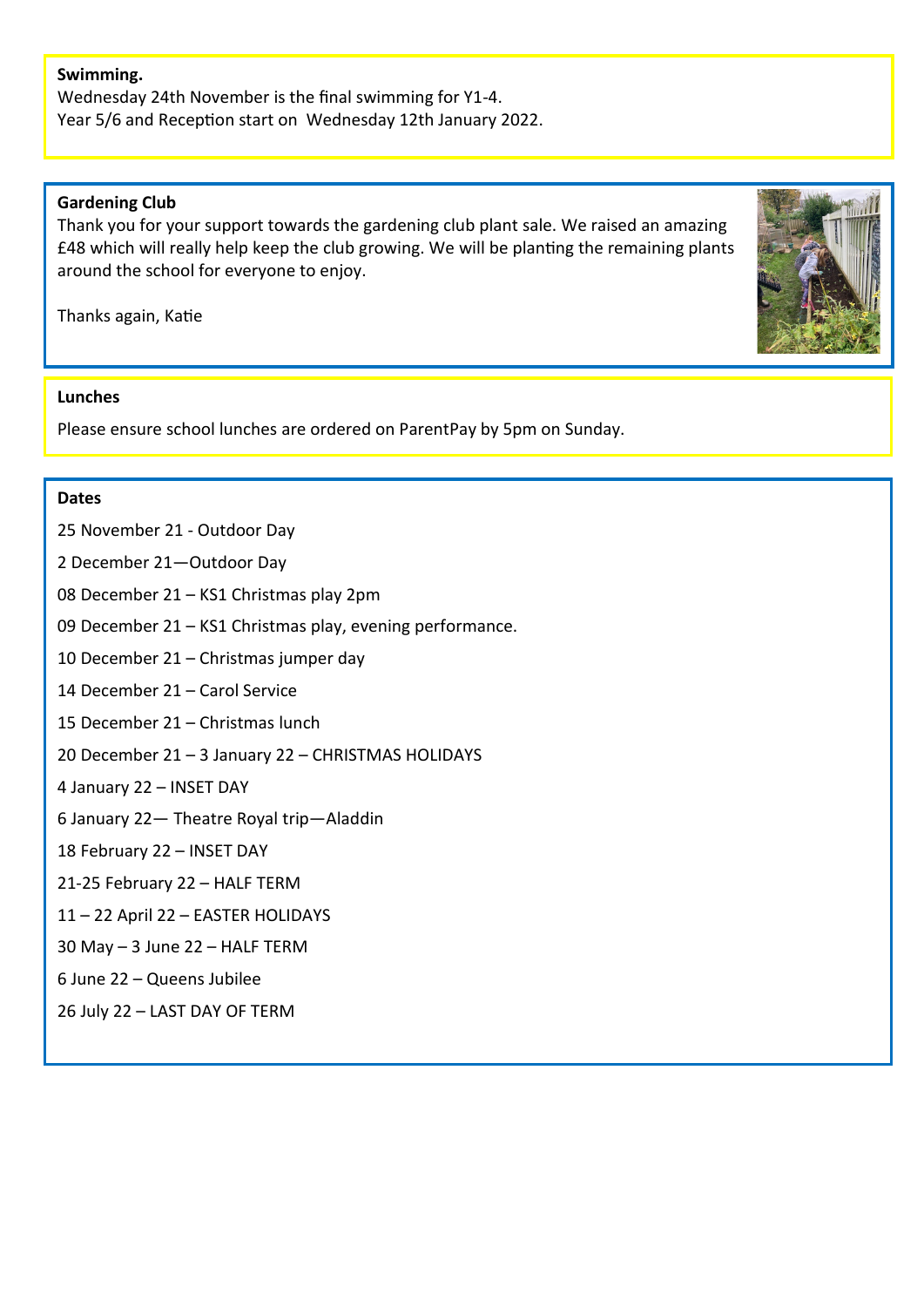**Swimming.**

Wednesday 24th November is the final swimming for Y1-4.
Year 5/6 and Reception start on Wednesday 12th January 2022.

**Gardening Club**

Thank you for your support towards the gardening club plant sale. We raised an amazing £48 which will really help keep the club growing. We will be planting the remaining plants around the school for everyone to enjoy.

Thanks again, Katie

**Lunches**

Please ensure school lunches are ordered on ParentPay by 5pm on Sunday.

**Dates**

25 November 21 - Outdoor Day

2 December 21—Outdoor Day

08 December 21 – KS1 Christmas play 2pm

09 December 21 – KS1 Christmas play, evening performance.

10 December 21 – Christmas jumper day

14 December 21 – Carol Service

15 December 21 – Christmas lunch

20 December 21 – 3 January 22 – CHRISTMAS HOLIDAYS

4 January 22 – INSET DAY

6 January 22— Theatre Royal trip—Aladdin

18 February 22 – INSET DAY

21-25 February 22 – HALF TERM

11 – 22 April 22 – EASTER HOLIDAYS

30 May – 3 June 22 – HALF TERM

6 June 22 – Queens Jubilee

26 July 22 – LAST DAY OF TERM